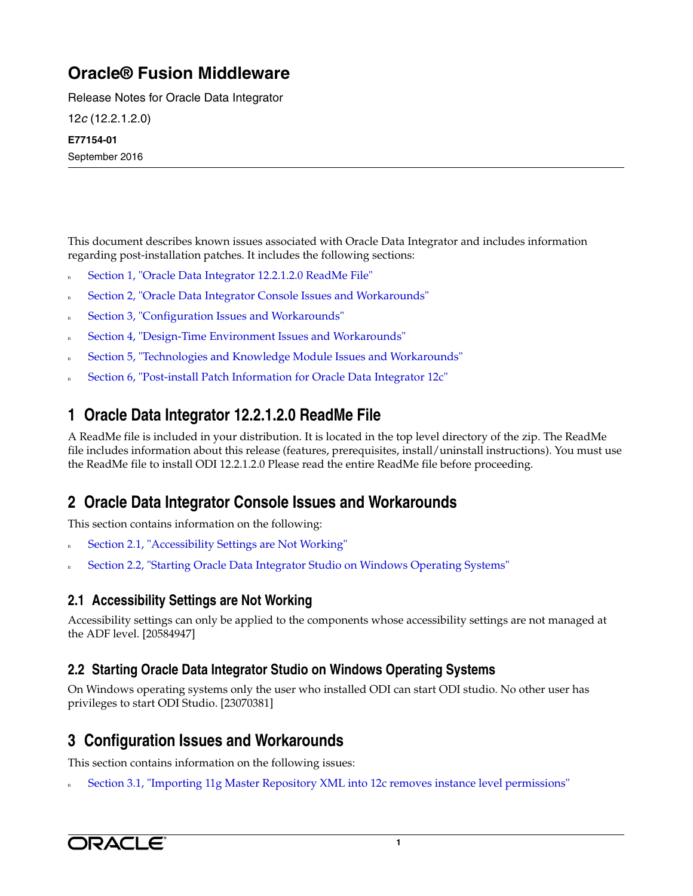# Oracle® Fusion Middleware

Release Notes for Oracle Data Integrator

12*c* (12.2.1.2.0)

**E77154-01**

September 2016

This document describes known issues associated with Oracle Data Integrator and includes information regarding post-installation patches. It includes the following sections:

- Section 1, "Oracle Data Integrator 12.2.1.2.0 ReadMe File"
- Section 2, "Oracle Data Integrator Console Issues and Workarounds"
- Section 3, "Configuration Issues and Workarounds"
- Section 4, "Design-Time Environment Issues and Workarounds"
- Section 5, "Technologies and Knowledge Module Issues and Workarounds"
- Section 6, "Post-install Patch Information for Oracle Data Integrator 12c"

## 1 Oracle Data Integrator 12.2.1.2.0 ReadMe File

A ReadMe file is included in your distribution. It is located in the top level directory of the zip. The ReadMe file includes information about this release (features, prerequisites, install/uninstall instructions). You must use the ReadMe file to install ODI 12.2.1.2.0 Please read the entire ReadMe file before proceeding.

## 2 Oracle Data Integrator Console Issues and Workarounds

This section contains information on the following:

- Section 2.1, "Accessibility Settings are Not Working"
- Section 2.2, "Starting Oracle Data Integrator Studio on Windows Operating Systems"

### 2.1 Accessibility Settings are Not Working

Accessibility settings can only be applied to the components whose accessibility settings are not managed at the ADF level. [20584947]

### 2.2 Starting Oracle Data Integrator Studio on Windows Operating Systems

On Windows operating systems only the user who installed ODI can start ODI studio. No other user has privileges to start ODI Studio. [23070381]

## 3 Configuration Issues and Workarounds

This section contains information on the following issues:

- Section 3.1, "Importing 11g Master Repository XML into 12c removes instance level permissions"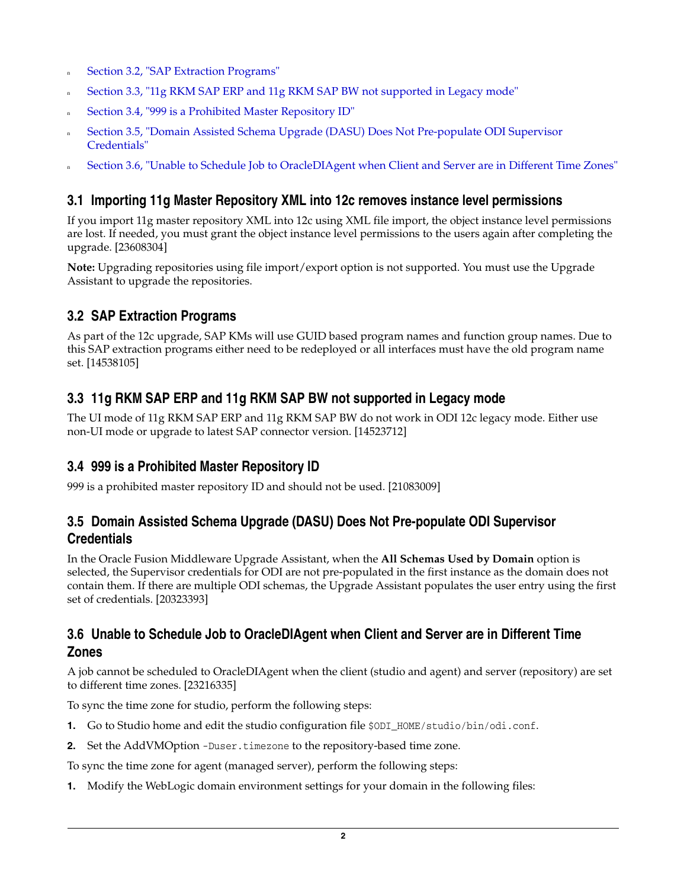- Section 3.2, "SAP Extraction Programs"
- Section 3.3, "11g RKM SAP ERP and 11g RKM SAP BW not supported in Legacy mode"
- Section 3.4, "999 is a Prohibited Master Repository ID"
- Section 3.5, "Domain Assisted Schema Upgrade (DASU) Does Not Pre-populate ODI Supervisor Credentials"
- Section 3.6, "Unable to Schedule Job to OracleDIAgent when Client and Server are in Different Time Zones"

## 3.1 Importing 11g Master Repository XML into 12c removes instance level permissions

If you import 11g master repository XML into 12c using XML file import, the object instance level permissions are lost. If needed, you must grant the object instance level permissions to the users again after completing the upgrade. [23608304]

**Note:** Upgrading repositories using file import/export option is not supported. You must use the Upgrade Assistant to upgrade the repositories.

## 3.2 SAP Extraction Programs

As part of the 12c upgrade, SAP KMs will use GUID based program names and function group names. Due to this SAP extraction programs either need to be redeployed or all interfaces must have the old program name set. [14538105]

## 3.3 11g RKM SAP ERP and 11g RKM SAP BW not supported in Legacy mode

The UI mode of 11g RKM SAP ERP and 11g RKM SAP BW do not work in ODI 12c legacy mode. Either use non-UI mode or upgrade to latest SAP connector version. [14523712]

## 3.4 999 is a Prohibited Master Repository ID

999 is a prohibited master repository ID and should not be used. [21083009]

## 3.5 Domain Assisted Schema Upgrade (DASU) Does Not Pre-populate ODI Supervisor Credentials

In the Oracle Fusion Middleware Upgrade Assistant, when the **All Schemas Used by Domain** option is selected, the Supervisor credentials for ODI are not pre-populated in the first instance as the domain does not contain them. If there are multiple ODI schemas, the Upgrade Assistant populates the user entry using the first set of credentials. [20323393]

## 3.6 Unable to Schedule Job to OracleDIAgent when Client and Server are in Different Time Zones

A job cannot be scheduled to OracleDIAgent when the client (studio and agent) and server (repository) are set to different time zones. [23216335]

To sync the time zone for studio, perform the following steps:

1. Go to Studio home and edit the studio configuration file `$ODI_HOME/studio/bin/odi.conf`.
2. Set the AddVMOption `-Duser.timezone` to the repository-based time zone.

To sync the time zone for agent (managed server), perform the following steps:

1. Modify the WebLogic domain environment settings for your domain in the following files: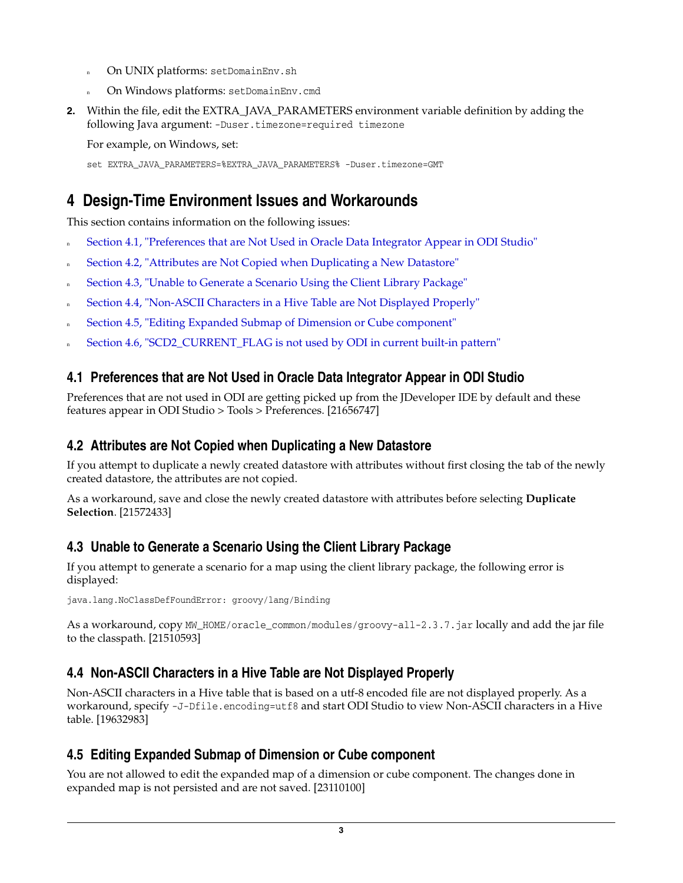- On UNIX platforms: `setDomainEnv.sh`
- On Windows platforms: `setDomainEnv.cmd`

2. Within the file, edit the EXTRA_JAVA_PARAMETERS environment variable definition by adding the following Java argument: `-Duser.timezone=required timezone`

   For example, on Windows, set:

   ```
   set EXTRA_JAVA_PARAMETERS=%EXTRA_JAVA_PARAMETERS% -Duser.timezone=GMT
   ```

# 4 Design-Time Environment Issues and Workarounds

This section contains information on the following issues:

- Section 4.1, "Preferences that are Not Used in Oracle Data Integrator Appear in ODI Studio"
- Section 4.2, "Attributes are Not Copied when Duplicating a New Datastore"
- Section 4.3, "Unable to Generate a Scenario Using the Client Library Package"
- Section 4.4, "Non-ASCII Characters in a Hive Table are Not Displayed Properly"
- Section 4.5, "Editing Expanded Submap of Dimension or Cube component"
- Section 4.6, "SCD2_CURRENT_FLAG is not used by ODI in current built-in pattern"

## 4.1 Preferences that are Not Used in Oracle Data Integrator Appear in ODI Studio

Preferences that are not used in ODI are getting picked up from the JDeveloper IDE by default and these features appear in ODI Studio > Tools > Preferences. [21656747]

## 4.2 Attributes are Not Copied when Duplicating a New Datastore

If you attempt to duplicate a newly created datastore with attributes without first closing the tab of the newly created datastore, the attributes are not copied.

As a workaround, save and close the newly created datastore with attributes before selecting **Duplicate Selection**. [21572433]

## 4.3 Unable to Generate a Scenario Using the Client Library Package

If you attempt to generate a scenario for a map using the client library package, the following error is displayed:

```
java.lang.NoClassDefFoundError: groovy/lang/Binding
```

As a workaround, copy `MW_HOME/oracle_common/modules/groovy-all-2.3.7.jar` locally and add the jar file to the classpath. [21510593]

## 4.4 Non-ASCII Characters in a Hive Table are Not Displayed Properly

Non-ASCII characters in a Hive table that is based on a utf-8 encoded file are not displayed properly. As a workaround, specify `-J-Dfile.encoding=utf8` and start ODI Studio to view Non-ASCII characters in a Hive table. [19632983]

## 4.5 Editing Expanded Submap of Dimension or Cube component

You are not allowed to edit the expanded map of a dimension or cube component. The changes done in expanded map is not persisted and are not saved. [23110100]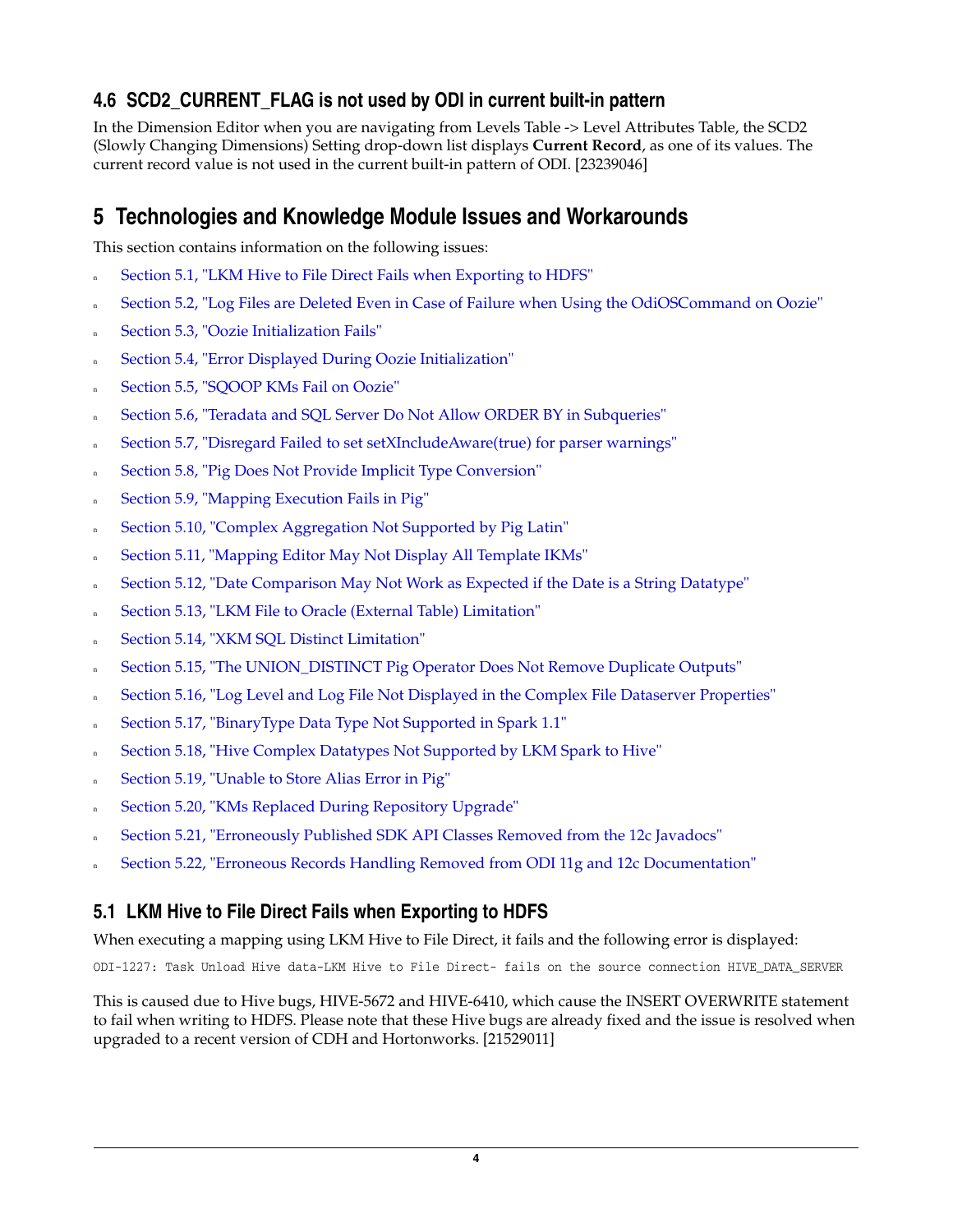## 4.6 SCD2_CURRENT_FLAG is not used by ODI in current built-in pattern

In the Dimension Editor when you are navigating from Levels Table -> Level Attributes Table, the SCD2 (Slowly Changing Dimensions) Setting drop-down list displays **Current Record**, as one of its values. The current record value is not used in the current built-in pattern of ODI. [23239046]

# 5 Technologies and Knowledge Module Issues and Workarounds

This section contains information on the following issues:

- Section 5.1, "LKM Hive to File Direct Fails when Exporting to HDFS"
- Section 5.2, "Log Files are Deleted Even in Case of Failure when Using the OdiOSCommand on Oozie"
- Section 5.3, "Oozie Initialization Fails"
- Section 5.4, "Error Displayed During Oozie Initialization"
- Section 5.5, "SQOOP KMs Fail on Oozie"
- Section 5.6, "Teradata and SQL Server Do Not Allow ORDER BY in Subqueries"
- Section 5.7, "Disregard Failed to set setXIncludeAware(true) for parser warnings"
- Section 5.8, "Pig Does Not Provide Implicit Type Conversion"
- Section 5.9, "Mapping Execution Fails in Pig"
- Section 5.10, "Complex Aggregation Not Supported by Pig Latin"
- Section 5.11, "Mapping Editor May Not Display All Template IKMs"
- Section 5.12, "Date Comparison May Not Work as Expected if the Date is a String Datatype"
- Section 5.13, "LKM File to Oracle (External Table) Limitation"
- Section 5.14, "XKM SQL Distinct Limitation"
- Section 5.15, "The UNION_DISTINCT Pig Operator Does Not Remove Duplicate Outputs"
- Section 5.16, "Log Level and Log File Not Displayed in the Complex File Dataserver Properties"
- Section 5.17, "BinaryType Data Type Not Supported in Spark 1.1"
- Section 5.18, "Hive Complex Datatypes Not Supported by LKM Spark to Hive"
- Section 5.19, "Unable to Store Alias Error in Pig"
- Section 5.20, "KMs Replaced During Repository Upgrade"
- Section 5.21, "Erroneously Published SDK API Classes Removed from the 12c Javadocs"
- Section 5.22, "Erroneous Records Handling Removed from ODI 11g and 12c Documentation"

## 5.1 LKM Hive to File Direct Fails when Exporting to HDFS

When executing a mapping using LKM Hive to File Direct, it fails and the following error is displayed:

```
ODI-1227: Task Unload Hive data-LKM Hive to File Direct- fails on the source connection HIVE_DATA_SERVER
```

This is caused due to Hive bugs, HIVE-5672 and HIVE-6410, which cause the INSERT OVERWRITE statement to fail when writing to HDFS. Please note that these Hive bugs are already fixed and the issue is resolved when upgraded to a recent version of CDH and Hortonworks. [21529011]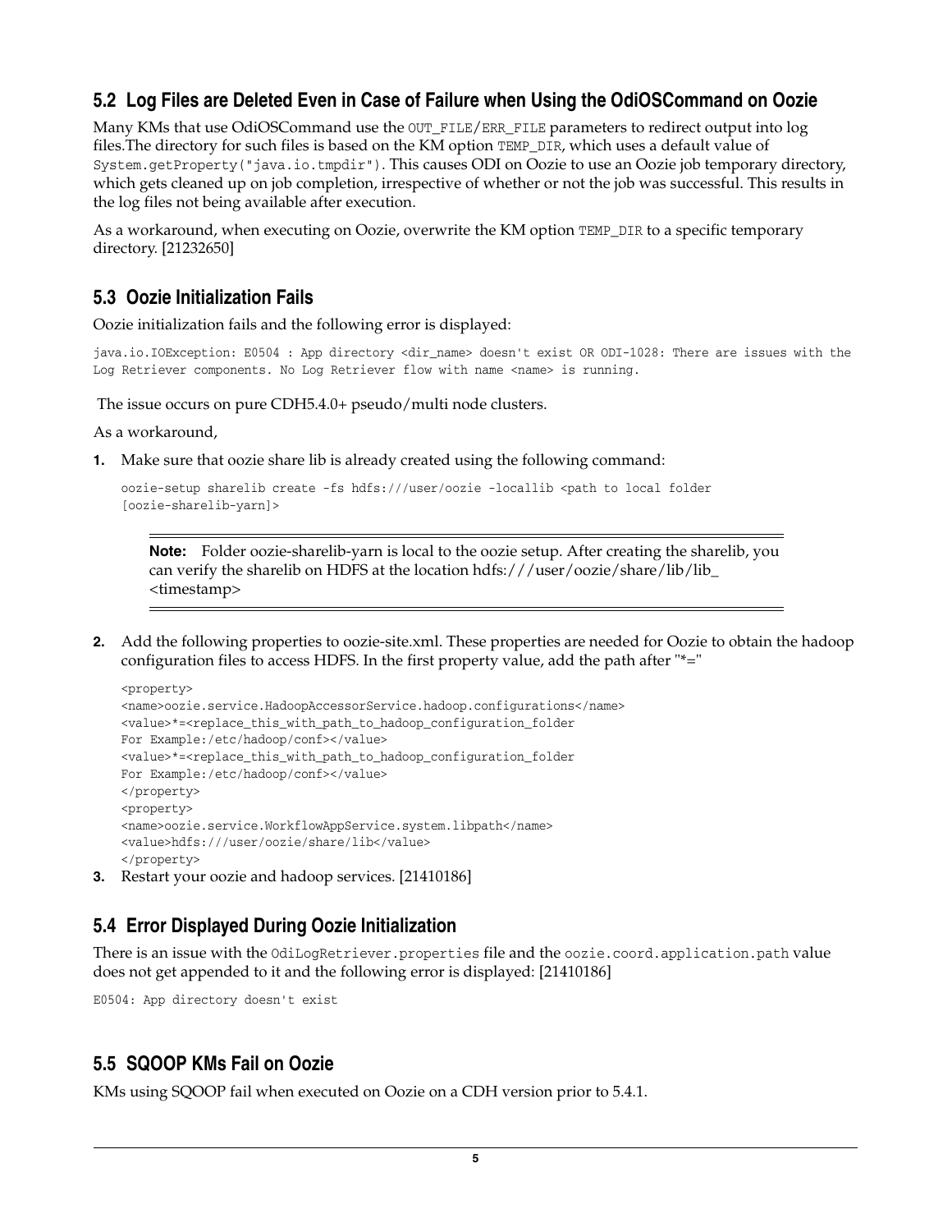## 5.2 Log Files are Deleted Even in Case of Failure when Using the OdiOSCommand on Oozie

Many KMs that use OdiOSCommand use the `OUT_FILE`/`ERR_FILE` parameters to redirect output into log files.The directory for such files is based on the KM option `TEMP_DIR`, which uses a default value of `System.getProperty("java.io.tmpdir")`. This causes ODI on Oozie to use an Oozie job temporary directory, which gets cleaned up on job completion, irrespective of whether or not the job was successful. This results in the log files not being available after execution.

As a workaround, when executing on Oozie, overwrite the KM option `TEMP_DIR` to a specific temporary directory. [21232650]

## 5.3 Oozie Initialization Fails

Oozie initialization fails and the following error is displayed:

```
java.io.IOException: E0504 : App directory <dir_name> doesn't exist OR ODI-1028: There are issues with the
Log Retriever components. No Log Retriever flow with name <name> is running.
```

The issue occurs on pure CDH5.4.0+ pseudo/multi node clusters.

As a workaround,

1. Make sure that oozie share lib is already created using the following command:

   ```
   oozie-setup sharelib create -fs hdfs:///user/oozie -locallib <path to local folder
   [oozie-sharelib-yarn]>
   ```

   > **Note:** Folder oozie-sharelib-yarn is local to the oozie setup. After creating the sharelib, you can verify the sharelib on HDFS at the location hdfs:///user/oozie/share/lib/lib_<timestamp>

2. Add the following properties to oozie-site.xml. These properties are needed for Oozie to obtain the hadoop configuration files to access HDFS. In the first property value, add the path after "*="

   ```
   <property>
   <name>oozie.service.HadoopAccessorService.hadoop.configurations</name>
   <value>*=<replace_this_with_path_to_hadoop_configuration_folder
   For Example:/etc/hadoop/conf></value>
   <value>*=<replace_this_with_path_to_hadoop_configuration_folder
   For Example:/etc/hadoop/conf></value>
   </property>
   <property>
   <name>oozie.service.WorkflowAppService.system.libpath</name>
   <value>hdfs:///user/oozie/share/lib</value>
   </property>
   ```

3. Restart your oozie and hadoop services. [21410186]

## 5.4 Error Displayed During Oozie Initialization

There is an issue with the `OdiLogRetriever.properties` file and the `oozie.coord.application.path` value does not get appended to it and the following error is displayed: [21410186]

```
E0504: App directory doesn't exist
```

## 5.5 SQOOP KMs Fail on Oozie

KMs using SQOOP fail when executed on Oozie on a CDH version prior to 5.4.1.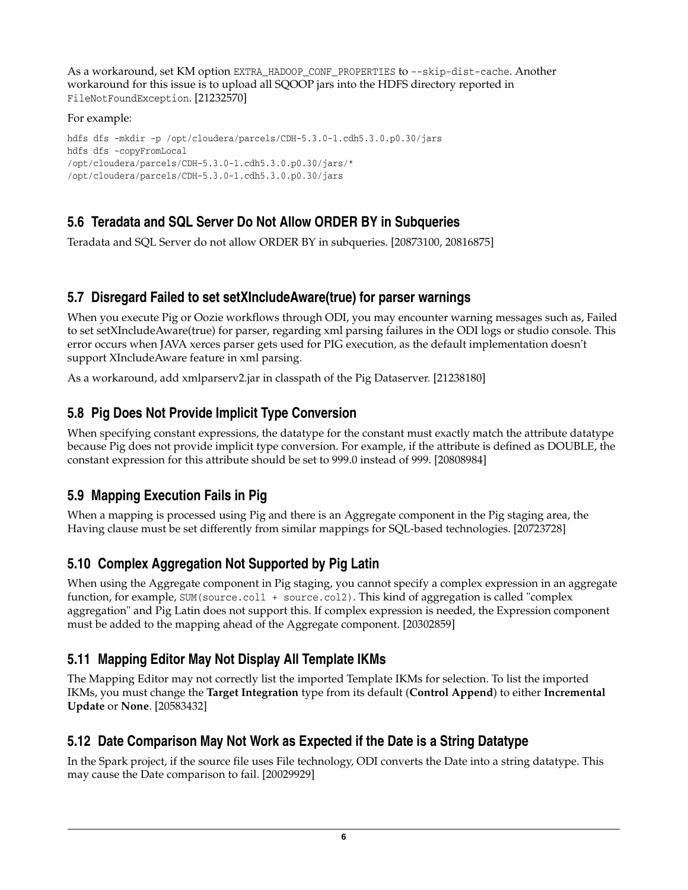As a workaround, set KM option `EXTRA_HADOOP_CONF_PROPERTIES` to `--skip-dist-cache`. Another workaround for this issue is to upload all SQOOP jars into the HDFS directory reported in `FileNotFoundException`. [21232570]

For example:

```
hdfs dfs -mkdir -p /opt/cloudera/parcels/CDH-5.3.0-1.cdh5.3.0.p0.30/jars
hdfs dfs -copyFromLocal
/opt/cloudera/parcels/CDH-5.3.0-1.cdh5.3.0.p0.30/jars/*
/opt/cloudera/parcels/CDH-5.3.0-1.cdh5.3.0.p0.30/jars
```

## 5.6 Teradata and SQL Server Do Not Allow ORDER BY in Subqueries

Teradata and SQL Server do not allow ORDER BY in subqueries. [20873100, 20816875]

## 5.7 Disregard Failed to set setXIncludeAware(true) for parser warnings

When you execute Pig or Oozie workflows through ODI, you may encounter warning messages such as, Failed to set setXIncludeAware(true) for parser, regarding xml parsing failures in the ODI logs or studio console. This error occurs when JAVA xerces parser gets used for PIG execution, as the default implementation doesn't support XIncludeAware feature in xml parsing.

As a workaround, add xmlparserv2.jar in classpath of the Pig Dataserver. [21238180]

## 5.8 Pig Does Not Provide Implicit Type Conversion

When specifying constant expressions, the datatype for the constant must exactly match the attribute datatype because Pig does not provide implicit type conversion. For example, if the attribute is defined as DOUBLE, the constant expression for this attribute should be set to 999.0 instead of 999. [20808984]

## 5.9 Mapping Execution Fails in Pig

When a mapping is processed using Pig and there is an Aggregate component in the Pig staging area, the Having clause must be set differently from similar mappings for SQL-based technologies. [20723728]

## 5.10 Complex Aggregation Not Supported by Pig Latin

When using the Aggregate component in Pig staging, you cannot specify a complex expression in an aggregate function, for example, `SUM(source.col1 + source.col2)`. This kind of aggregation is called "complex aggregation" and Pig Latin does not support this. If complex expression is needed, the Expression component must be added to the mapping ahead of the Aggregate component. [20302859]

## 5.11 Mapping Editor May Not Display All Template IKMs

The Mapping Editor may not correctly list the imported Template IKMs for selection. To list the imported IKMs, you must change the **Target Integration** type from its default (**Control Append**) to either **Incremental Update** or **None**. [20583432]

## 5.12 Date Comparison May Not Work as Expected if the Date is a String Datatype

In the Spark project, if the source file uses File technology, ODI converts the Date into a string datatype. This may cause the Date comparison to fail. [20029929]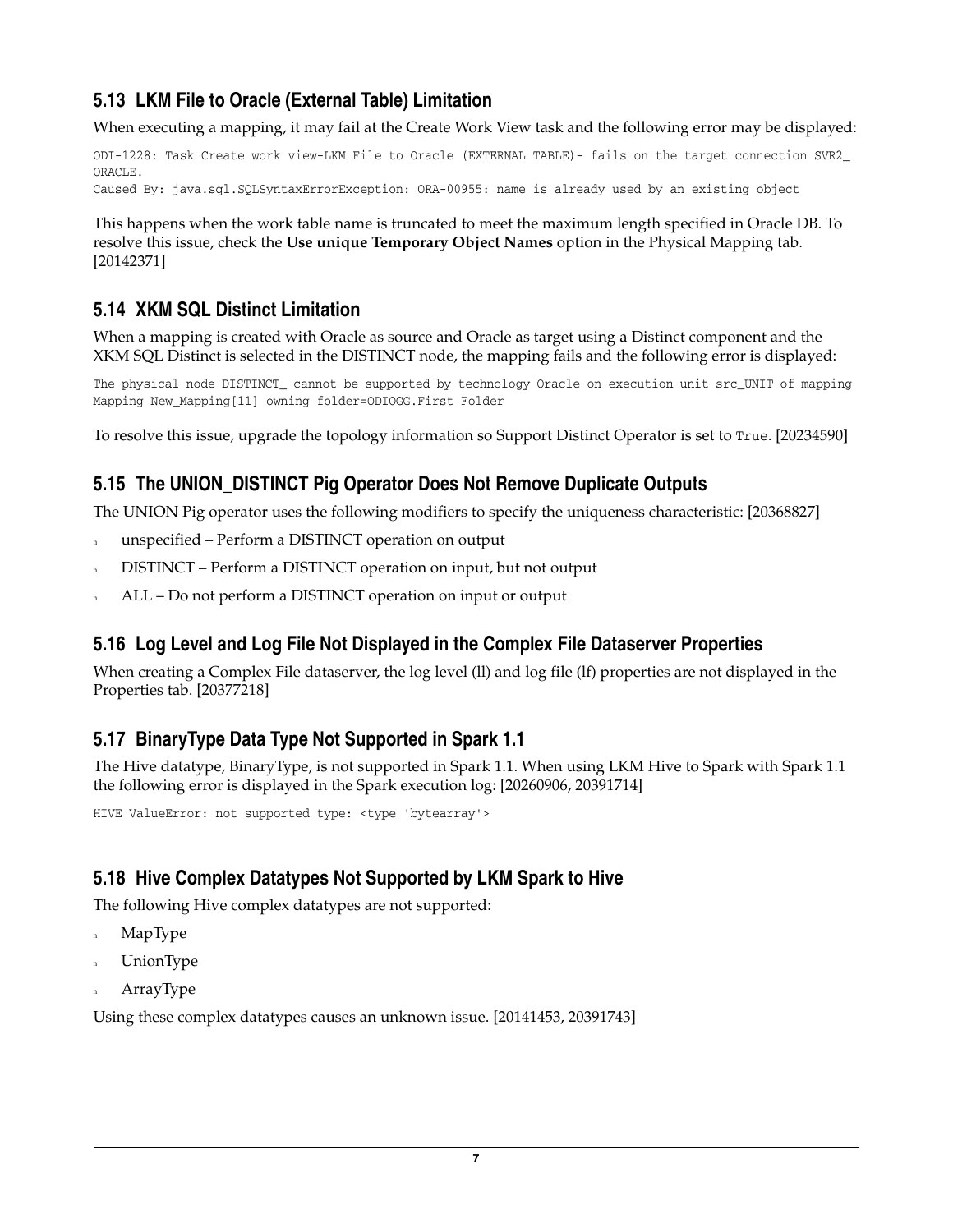## 5.13 LKM File to Oracle (External Table) Limitation

When executing a mapping, it may fail at the Create Work View task and the following error may be displayed:

```
ODI-1228: Task Create work view-LKM File to Oracle (EXTERNAL TABLE)- fails on the target connection SVR2_
ORACLE.
Caused By: java.sql.SQLSyntaxErrorException: ORA-00955: name is already used by an existing object
```

This happens when the work table name is truncated to meet the maximum length specified in Oracle DB. To resolve this issue, check the **Use unique Temporary Object Names** option in the Physical Mapping tab. [20142371]

## 5.14 XKM SQL Distinct Limitation

When a mapping is created with Oracle as source and Oracle as target using a Distinct component and the XKM SQL Distinct is selected in the DISTINCT node, the mapping fails and the following error is displayed:

```
The physical node DISTINCT_ cannot be supported by technology Oracle on execution unit src_UNIT of mapping
Mapping New_Mapping[11] owning folder=ODIOGG.First Folder
```

To resolve this issue, upgrade the topology information so Support Distinct Operator is set to `True`. [20234590]

## 5.15 The UNION_DISTINCT Pig Operator Does Not Remove Duplicate Outputs

The UNION Pig operator uses the following modifiers to specify the uniqueness characteristic: [20368827]

- unspecified – Perform a DISTINCT operation on output
- DISTINCT – Perform a DISTINCT operation on input, but not output
- ALL – Do not perform a DISTINCT operation on input or output

## 5.16 Log Level and Log File Not Displayed in the Complex File Dataserver Properties

When creating a Complex File dataserver, the log level (ll) and log file (lf) properties are not displayed in the Properties tab. [20377218]

## 5.17 BinaryType Data Type Not Supported in Spark 1.1

The Hive datatype, BinaryType, is not supported in Spark 1.1. When using LKM Hive to Spark with Spark 1.1 the following error is displayed in the Spark execution log: [20260906, 20391714]

```
HIVE ValueError: not supported type: <type 'bytearray'>
```

## 5.18 Hive Complex Datatypes Not Supported by LKM Spark to Hive

The following Hive complex datatypes are not supported:

- MapType
- UnionType
- ArrayType

Using these complex datatypes causes an unknown issue. [20141453, 20391743]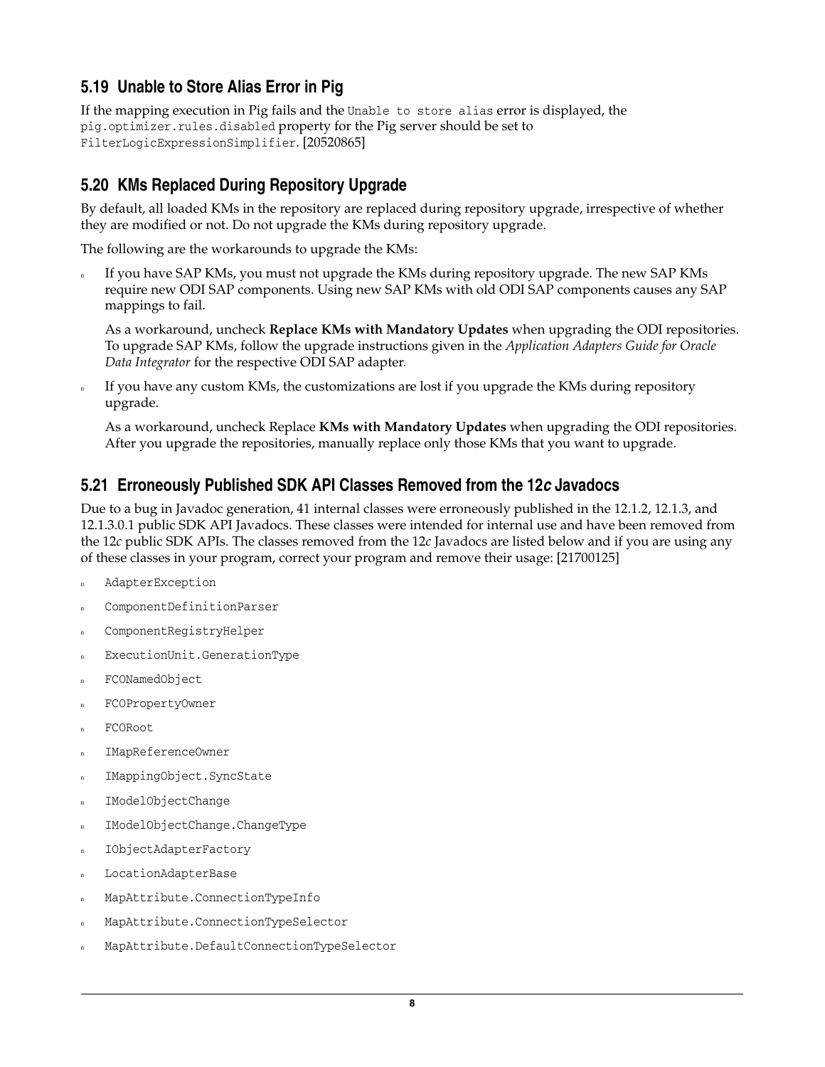## 5.19 Unable to Store Alias Error in Pig

If the mapping execution in Pig fails and the `Unable to store alias` error is displayed, the `pig.optimizer.rules.disabled` property for the Pig server should be set to `FilterLogicExpressionSimplifier`. [20520865]

## 5.20 KMs Replaced During Repository Upgrade

By default, all loaded KMs in the repository are replaced during repository upgrade, irrespective of whether they are modified or not. Do not upgrade the KMs during repository upgrade.

The following are the workarounds to upgrade the KMs:

- If you have SAP KMs, you must not upgrade the KMs during repository upgrade. The new SAP KMs require new ODI SAP components. Using new SAP KMs with old ODI SAP components causes any SAP mappings to fail.

  As a workaround, uncheck **Replace KMs with Mandatory Updates** when upgrading the ODI repositories. To upgrade SAP KMs, follow the upgrade instructions given in the *Application Adapters Guide for Oracle Data Integrator* for the respective ODI SAP adapter.

- If you have any custom KMs, the customizations are lost if you upgrade the KMs during repository upgrade.

  As a workaround, uncheck Replace **KMs with Mandatory Updates** when upgrading the ODI repositories. After you upgrade the repositories, manually replace only those KMs that you want to upgrade.

## 5.21 Erroneously Published SDK API Classes Removed from the 12*c* Javadocs

Due to a bug in Javadoc generation, 41 internal classes were erroneously published in the 12.1.2, 12.1.3, and 12.1.3.0.1 public SDK API Javadocs. These classes were intended for internal use and have been removed from the 12*c* public SDK APIs. The classes removed from the 12*c* Javadocs are listed below and if you are using any of these classes in your program, correct your program and remove their usage: [21700125]

- `AdapterException`
- `ComponentDefinitionParser`
- `ComponentRegistryHelper`
- `ExecutionUnit.GenerationType`
- `FCONamedObject`
- `FCOPropertyOwner`
- `FCORoot`
- `IMapReferenceOwner`
- `IMappingObject.SyncState`
- `IModelObjectChange`
- `IModelObjectChange.ChangeType`
- `IObjectAdapterFactory`
- `LocationAdapterBase`
- `MapAttribute.ConnectionTypeInfo`
- `MapAttribute.ConnectionTypeSelector`
- `MapAttribute.DefaultConnectionTypeSelector`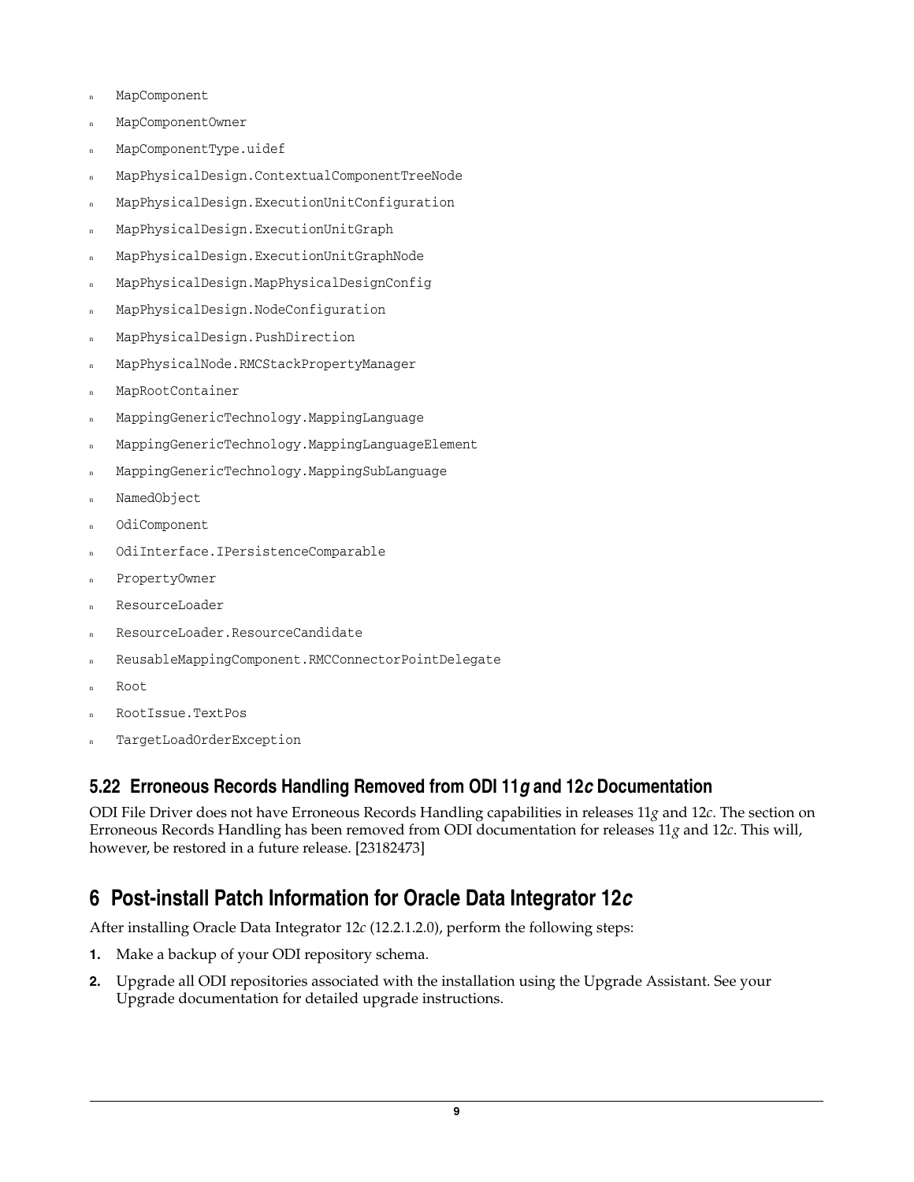- `MapComponent`
- `MapComponentOwner`
- `MapComponentType.uidef`
- `MapPhysicalDesign.ContextualComponentTreeNode`
- `MapPhysicalDesign.ExecutionUnitConfiguration`
- `MapPhysicalDesign.ExecutionUnitGraph`
- `MapPhysicalDesign.ExecutionUnitGraphNode`
- `MapPhysicalDesign.MapPhysicalDesignConfig`
- `MapPhysicalDesign.NodeConfiguration`
- `MapPhysicalDesign.PushDirection`
- `MapPhysicalNode.RMCStackPropertyManager`
- `MapRootContainer`
- `MappingGenericTechnology.MappingLanguage`
- `MappingGenericTechnology.MappingLanguageElement`
- `MappingGenericTechnology.MappingSubLanguage`
- `NamedObject`
- `OdiComponent`
- `OdiInterface.IPersistenceComparable`
- `PropertyOwner`
- `ResourceLoader`
- `ResourceLoader.ResourceCandidate`
- `ReusableMappingComponent.RMCConnectorPointDelegate`
- `Root`
- `RootIssue.TextPos`
- `TargetLoadOrderException`

### 5.22 Erroneous Records Handling Removed from ODI 11*g* and 12*c* Documentation

ODI File Driver does not have Erroneous Records Handling capabilities in releases 11*g* and 12*c*. The section on Erroneous Records Handling has been removed from ODI documentation for releases 11*g* and 12*c*. This will, however, be restored in a future release. [23182473]

## 6 Post-install Patch Information for Oracle Data Integrator 12*c*

After installing Oracle Data Integrator 12*c* (12.2.1.2.0), perform the following steps:

1. Make a backup of your ODI repository schema.
2. Upgrade all ODI repositories associated with the installation using the Upgrade Assistant. See your Upgrade documentation for detailed upgrade instructions.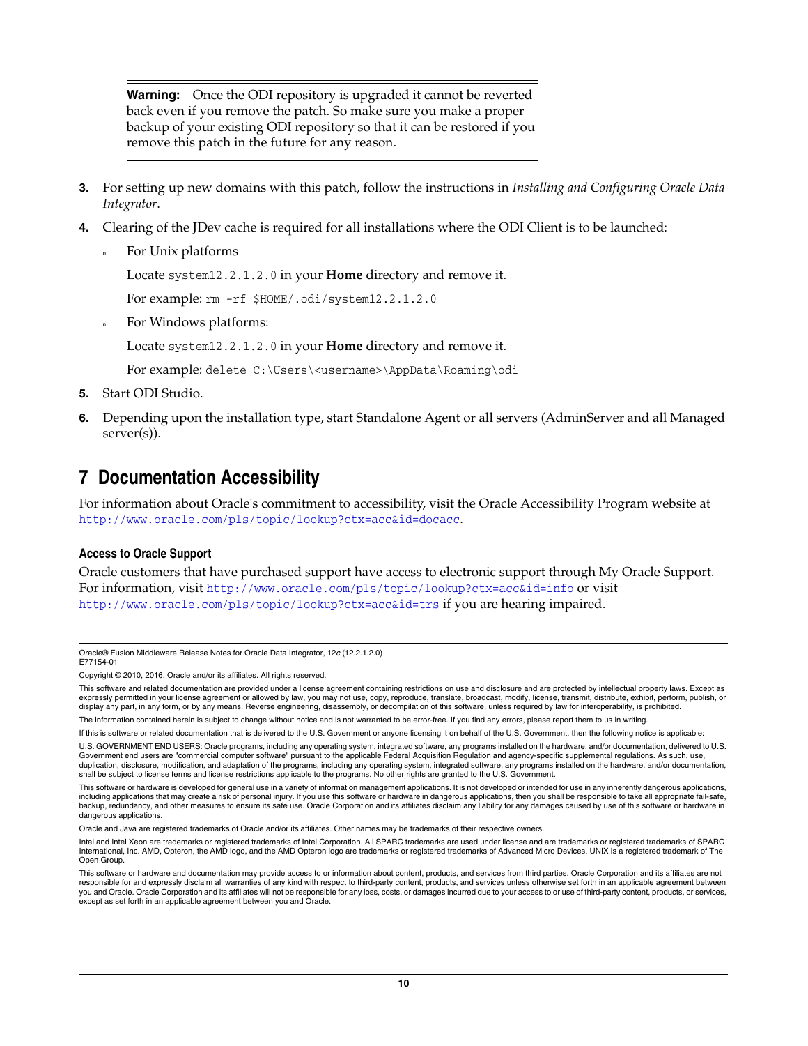---

**Warning:** Once the ODI repository is upgraded it cannot be reverted back even if you remove the patch. So make sure you make a proper backup of your existing ODI repository so that it can be restored if you remove this patch in the future for any reason.

---

3. For setting up new domains with this patch, follow the instructions in *Installing and Configuring Oracle Data Integrator*.
4. Clearing of the JDev cache is required for all installations where the ODI Client is to be launched:
   - For Unix platforms

     Locate `system12.2.1.2.0` in your **Home** directory and remove it.

     For example: `rm -rf $HOME/.odi/system12.2.1.2.0`
   - For Windows platforms:

     Locate `system12.2.1.2.0` in your **Home** directory and remove it.

     For example: `delete C:\Users\<username>\AppData\Roaming\odi`
5. Start ODI Studio.
6. Depending upon the installation type, start Standalone Agent or all servers (AdminServer and all Managed server(s)).

# 7 Documentation Accessibility

For information about Oracle's commitment to accessibility, visit the Oracle Accessibility Program website at http://www.oracle.com/pls/topic/lookup?ctx=acc&id=docacc.

### Access to Oracle Support

Oracle customers that have purchased support have access to electronic support through My Oracle Support. For information, visit http://www.oracle.com/pls/topic/lookup?ctx=acc&id=info or visit http://www.oracle.com/pls/topic/lookup?ctx=acc&id=trs if you are hearing impaired.

---

Oracle® Fusion Middleware Release Notes for Oracle Data Integrator, 12*c* (12.2.1.2.0)
E77154-01

Copyright © 2010, 2016, Oracle and/or its affiliates. All rights reserved.

This software and related documentation are provided under a license agreement containing restrictions on use and disclosure and are protected by intellectual property laws. Except as expressly permitted in your license agreement or allowed by law, you may not use, copy, reproduce, translate, broadcast, modify, license, transmit, distribute, exhibit, perform, publish, or display any part, in any form, or by any means. Reverse engineering, disassembly, or decompilation of this software, unless required by law for interoperability, is prohibited.

The information contained herein is subject to change without notice and is not warranted to be error-free. If you find any errors, please report them to us in writing.

If this is software or related documentation that is delivered to the U.S. Government or anyone licensing it on behalf of the U.S. Government, then the following notice is applicable:

U.S. GOVERNMENT END USERS: Oracle programs, including any operating system, integrated software, any programs installed on the hardware, and/or documentation, delivered to U.S. Government end users are "commercial computer software" pursuant to the applicable Federal Acquisition Regulation and agency-specific supplemental regulations. As such, use, duplication, disclosure, modification, and adaptation of the programs, including any operating system, integrated software, any programs installed on the hardware, and/or documentation, shall be subject to license terms and license restrictions applicable to the programs. No other rights are granted to the U.S. Government.

This software or hardware is developed for general use in a variety of information management applications. It is not developed or intended for use in any inherently dangerous applications, including applications that may create a risk of personal injury. If you use this software or hardware in dangerous applications, then you shall be responsible to take all appropriate fail-safe, backup, redundancy, and other measures to ensure its safe use. Oracle Corporation and its affiliates disclaim any liability for any damages caused by use of this software or hardware in dangerous applications.

Oracle and Java are registered trademarks of Oracle and/or its affiliates. Other names may be trademarks of their respective owners.

Intel and Intel Xeon are trademarks or registered trademarks of Intel Corporation. All SPARC trademarks are used under license and are trademarks or registered trademarks of SPARC International, Inc. AMD, Opteron, the AMD logo, and the AMD Opteron logo are trademarks or registered trademarks of Advanced Micro Devices. UNIX is a registered trademark of The Open Group.

This software or hardware and documentation may provide access to or information about content, products, and services from third parties. Oracle Corporation and its affiliates are not responsible for and expressly disclaim all warranties of any kind with respect to third-party content, products, and services unless otherwise set forth in an applicable agreement between you and Oracle. Oracle Corporation and its affiliates will not be responsible for any loss, costs, or damages incurred due to your access to or use of third-party content, products, or services, except as set forth in an applicable agreement between you and Oracle.